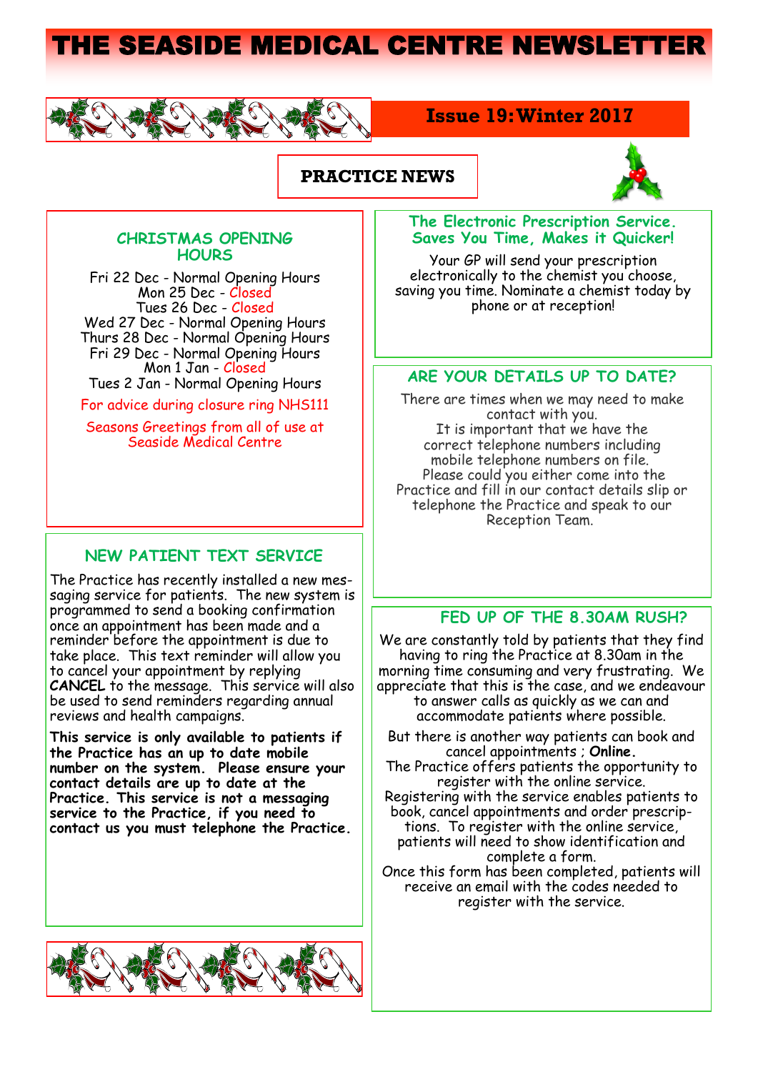# THE SEASIDE MEDICAL CENTRE NEWSLETTER

## Issue 19: Winter 2017

## PRACTICE NEWS

### CHRISTMAS OPENING HOURS

Fri 22 Dec - Normal Opening Hours
Mon 25 Dec - Closed
Tues 26 Dec - Closed
Wed 27 Dec - Normal Opening Hours
Thurs 28 Dec - Normal Opening Hours
Fri 29 Dec - Normal Opening Hours
Mon 1 Jan - Closed
Tues 2 Jan - Normal Opening Hours

For advice during closure ring NHS111

Seasons Greetings from all of use at Seaside Medical Centre

### NEW PATIENT TEXT SERVICE

The Practice has recently installed a new messaging service for patients. The new system is programmed to send a booking confirmation once an appointment has been made and a reminder before the appointment is due to take place. This text reminder will allow you to cancel your appointment by replying **CANCEL** to the message. This service will also be used to send reminders regarding annual reviews and health campaigns.

**This service is only available to patients if the Practice has an up to date mobile number on the system. Please ensure your contact details are up to date at the Practice. This service is not a messaging service to the Practice, if you need to contact us you must telephone the Practice.**

### The Electronic Prescription Service. Saves You Time, Makes it Quicker!

Your GP will send your prescription electronically to the chemist you choose, saving you time. Nominate a chemist today by phone or at reception!

### ARE YOUR DETAILS UP TO DATE?

There are times when we may need to make contact with you.
It is important that we have the correct telephone numbers including mobile telephone numbers on file.
Please could you either come into the Practice and fill in our contact details slip or telephone the Practice and speak to our Reception Team.

### FED UP OF THE 8.30AM RUSH?

We are constantly told by patients that they find having to ring the Practice at 8.30am in the morning time consuming and very frustrating. We appreciate that this is the case, and we endeavour to answer calls as quickly as we can and accommodate patients where possible.

But there is another way patients can book and cancel appointments ; **Online.**
The Practice offers patients the opportunity to register with the online service.
Registering with the service enables patients to book, cancel appointments and order prescriptions. To register with the online service, patients will need to show identification and complete a form.
Once this form has been completed, patients will receive an email with the codes needed to register with the service.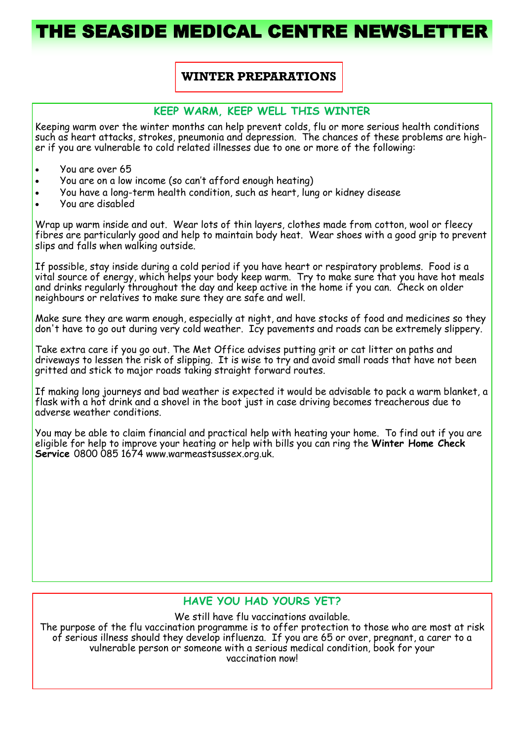# THE SEASIDE MEDICAL CENTRE NEWSLETTER

## WINTER PREPARATIONS

### KEEP WARM, KEEP WELL THIS WINTER

Keeping warm over the winter months can help prevent colds, flu or more serious health conditions such as heart attacks, strokes, pneumonia and depression. The chances of these problems are higher if you are vulnerable to cold related illnesses due to one or more of the following:

- You are over 65
- You are on a low income (so can't afford enough heating)
- You have a long-term health condition, such as heart, lung or kidney disease
- You are disabled

Wrap up warm inside and out. Wear lots of thin layers, clothes made from cotton, wool or fleecy fibres are particularly good and help to maintain body heat. Wear shoes with a good grip to prevent slips and falls when walking outside.

If possible, stay inside during a cold period if you have heart or respiratory problems. Food is a vital source of energy, which helps your body keep warm. Try to make sure that you have hot meals and drinks regularly throughout the day and keep active in the home if you can. Check on older neighbours or relatives to make sure they are safe and well.

Make sure they are warm enough, especially at night, and have stocks of food and medicines so they don't have to go out during very cold weather. Icy pavements and roads can be extremely slippery.

Take extra care if you go out. The Met Office advises putting grit or cat litter on paths and driveways to lessen the risk of slipping. It is wise to try and avoid small roads that have not been gritted and stick to major roads taking straight forward routes.

If making long journeys and bad weather is expected it would be advisable to pack a warm blanket, a flask with a hot drink and a shovel in the boot just in case driving becomes treacherous due to adverse weather conditions.

You may be able to claim financial and practical help with heating your home. To find out if you are eligible for help to improve your heating or help with bills you can ring the **Winter Home Check Service** 0800 085 1674 www.warmeastsussex.org.uk.

### HAVE YOU HAD YOURS YET?

We still have flu vaccinations available.
The purpose of the flu vaccination programme is to offer protection to those who are most at risk of serious illness should they develop influenza. If you are 65 or over, pregnant, a carer to a vulnerable person or someone with a serious medical condition, book for your vaccination now!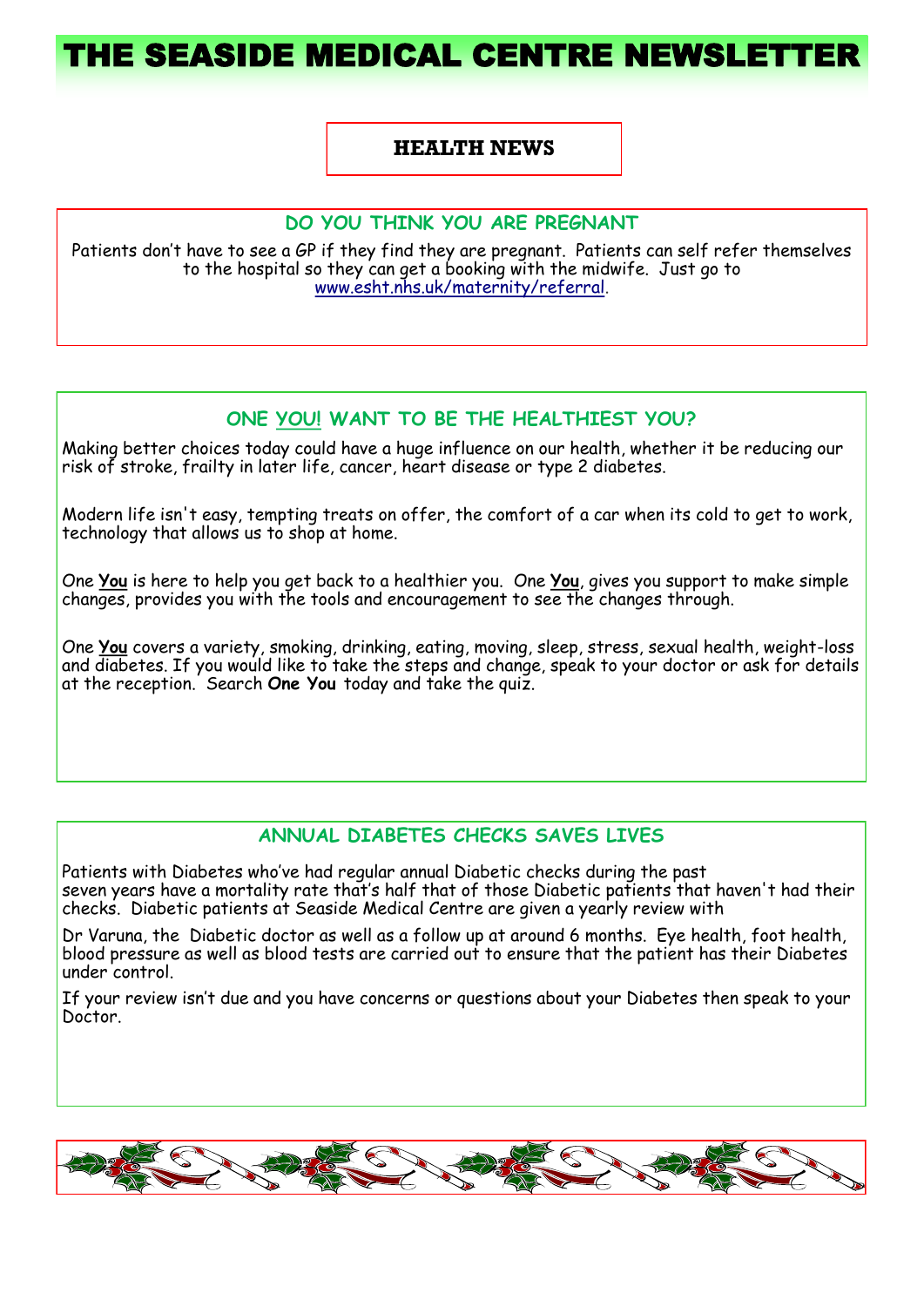# THE SEASIDE MEDICAL CENTRE NEWSLETTER

## HEALTH NEWS

### DO YOU THINK YOU ARE PREGNANT

Patients don't have to see a GP if they find they are pregnant. Patients can self refer themselves to the hospital so they can get a booking with the midwife. Just go to www.esht.nhs.uk/maternity/referral.

### ONE YOU! WANT TO BE THE HEALTHIEST YOU?

Making better choices today could have a huge influence on our health, whether it be reducing our risk of stroke, frailty in later life, cancer, heart disease or type 2 diabetes.

Modern life isn't easy, tempting treats on offer, the comfort of a car when its cold to get to work, technology that allows us to shop at home.

One **You** is here to help you get back to a healthier you. One **You**, gives you support to make simple changes, provides you with the tools and encouragement to see the changes through.

One **You** covers a variety, smoking, drinking, eating, moving, sleep, stress, sexual health, weight-loss and diabetes. If you would like to take the steps and change, speak to your doctor or ask for details at the reception. Search **One You** today and take the quiz.

### ANNUAL DIABETES CHECKS SAVES LIVES

Patients with Diabetes who've had regular annual Diabetic checks during the past seven years have a mortality rate that's half that of those Diabetic patients that haven't had their checks. Diabetic patients at Seaside Medical Centre are given a yearly review with

Dr Varuna, the Diabetic doctor as well as a follow up at around 6 months. Eye health, foot health, blood pressure as well as blood tests are carried out to ensure that the patient has their Diabetes under control.

If your review isn't due and you have concerns or questions about your Diabetes then speak to your Doctor.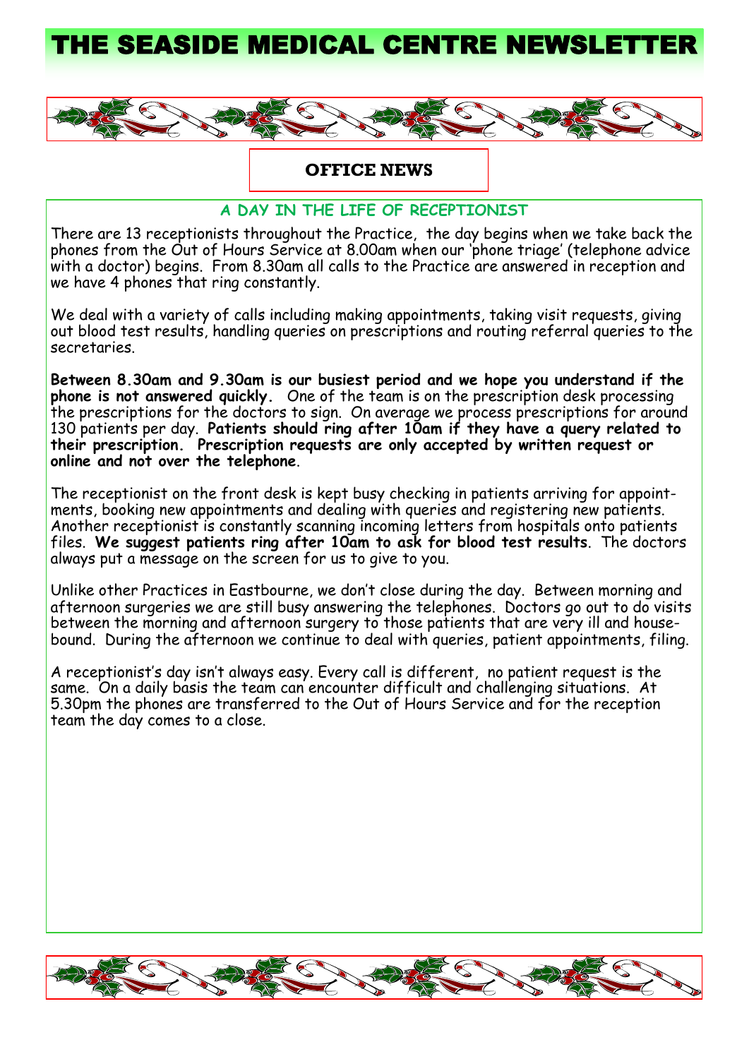# THE SEASIDE MEDICAL CENTRE NEWSLETTER

## OFFICE NEWS

### A DAY IN THE LIFE OF RECEPTIONIST

There are 13 receptionists throughout the Practice, the day begins when we take back the phones from the Out of Hours Service at 8.00am when our 'phone triage' (telephone advice with a doctor) begins. From 8.30am all calls to the Practice are answered in reception and we have 4 phones that ring constantly.

We deal with a variety of calls including making appointments, taking visit requests, giving out blood test results, handling queries on prescriptions and routing referral queries to the secretaries.

**Between 8.30am and 9.30am is our busiest period and we hope you understand if the phone is not answered quickly.** One of the team is on the prescription desk processing the prescriptions for the doctors to sign. On average we process prescriptions for around 130 patients per day. **Patients should ring after 10am if they have a query related to their prescription. Prescription requests are only accepted by written request or online and not over the telephone**.

The receptionist on the front desk is kept busy checking in patients arriving for appointments, booking new appointments and dealing with queries and registering new patients. Another receptionist is constantly scanning incoming letters from hospitals onto patients files. **We suggest patients ring after 10am to ask for blood test results**. The doctors always put a message on the screen for us to give to you.

Unlike other Practices in Eastbourne, we don't close during the day. Between morning and afternoon surgeries we are still busy answering the telephones. Doctors go out to do visits between the morning and afternoon surgery to those patients that are very ill and housebound. During the afternoon we continue to deal with queries, patient appointments, filing.

A receptionist's day isn't always easy. Every call is different, no patient request is the same. On a daily basis the team can encounter difficult and challenging situations. At 5.30pm the phones are transferred to the Out of Hours Service and for the reception team the day comes to a close.